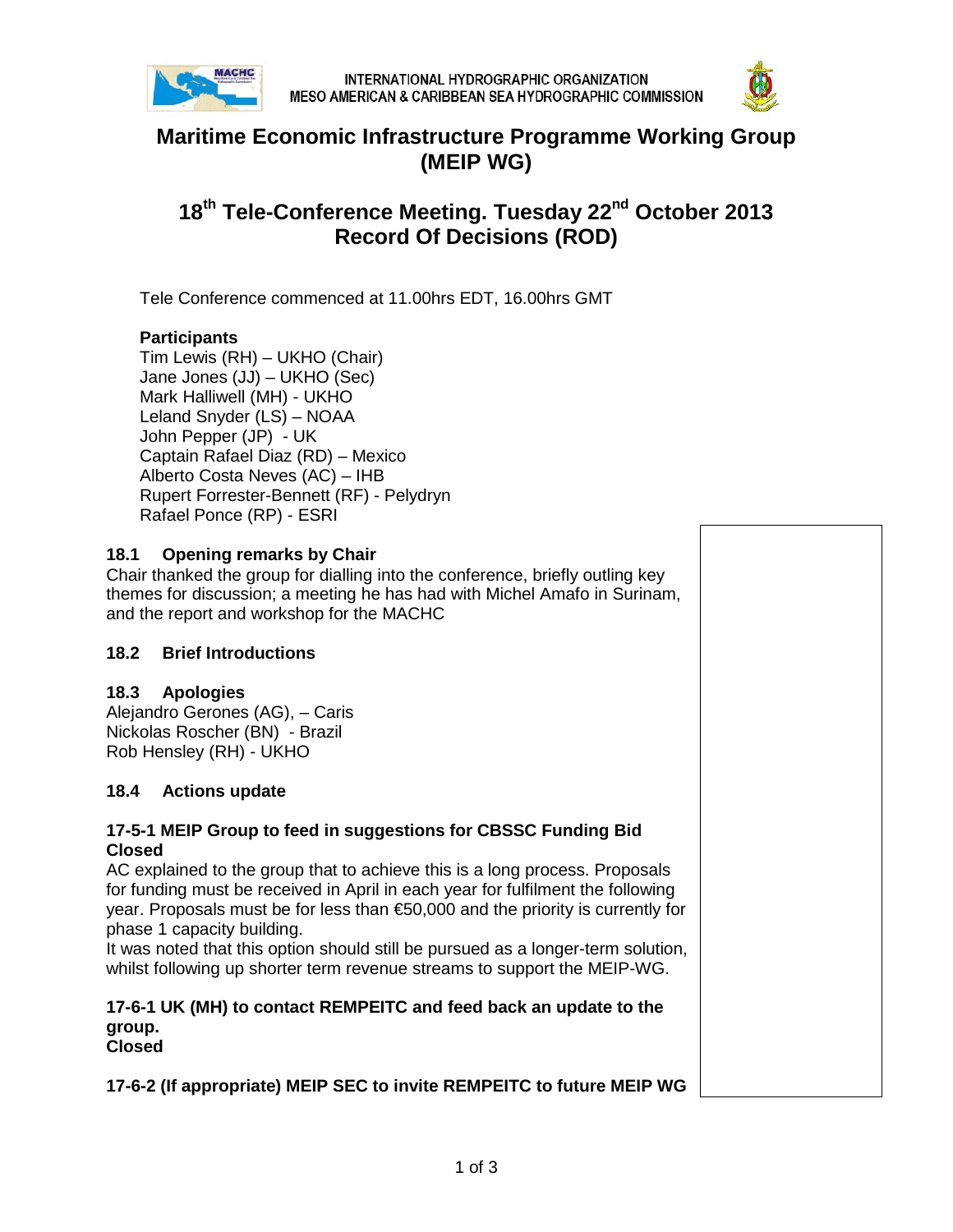INTERNATIONAL HYDROGRAPHIC ORGANIZATION
MESO AMERICAN & CARIBBEAN SEA HYDROGRAPHIC COMMISSION

# Maritime Economic Infrastructure Programme Working Group (MEIP WG)

# 18th Tele-Conference Meeting. Tuesday 22nd October 2013 Record Of Decisions (ROD)

Tele Conference commenced at 11.00hrs EDT, 16.00hrs GMT

**Participants**
Tim Lewis (RH) – UKHO (Chair)
Jane Jones (JJ) – UKHO (Sec)
Mark Halliwell (MH) - UKHO
Leland Snyder (LS) – NOAA
John Pepper (JP) - UK
Captain Rafael Diaz (RD) – Mexico
Alberto Costa Neves (AC) – IHB
Rupert Forrester-Bennett (RF) - Pelydryn
Rafael Ponce (RP) - ESRI

## 18.1 Opening remarks by Chair

Chair thanked the group for dialling into the conference, briefly outling key themes for discussion; a meeting he has had with Michel Amafo in Surinam, and the report and workshop for the MACHC

## 18.2 Brief Introductions

## 18.3 Apologies

Alejandro Gerones (AG), – Caris
Nickolas Roscher (BN) - Brazil
Rob Hensley (RH) - UKHO

## 18.4 Actions update

**17-5-1 MEIP Group to feed in suggestions for CBSSC Funding Bid**
**Closed**

AC explained to the group that to achieve this is a long process. Proposals for funding must be received in April in each year for fulfilment the following year. Proposals must be for less than €50,000 and the priority is currently for phase 1 capacity building.
It was noted that this option should still be pursued as a longer-term solution, whilst following up shorter term revenue streams to support the MEIP-WG.

**17-6-1 UK (MH) to contact REMPEITC and feed back an update to the group.**
**Closed**

**17-6-2 (If appropriate) MEIP SEC to invite REMPEITC to future MEIP WG**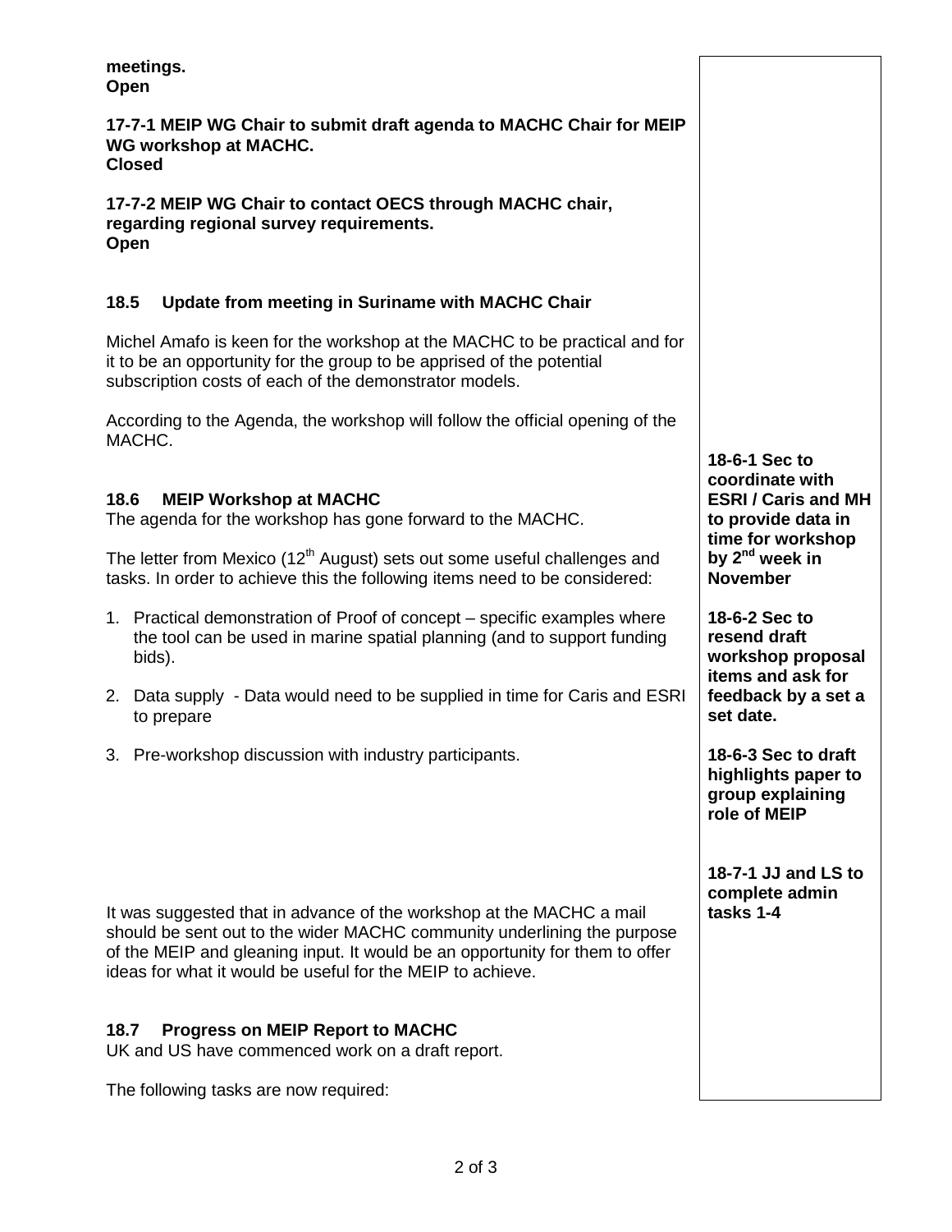**meetings.**
**Open**

**17-7-1 MEIP WG Chair to submit draft agenda to MACHC Chair for MEIP WG workshop at MACHC.**
**Closed**

**17-7-2 MEIP WG Chair to contact OECS through MACHC chair, regarding regional survey requirements.**
**Open**

### 18.5 Update from meeting in Suriname with MACHC Chair

Michel Amafo is keen for the workshop at the MACHC to be practical and for it to be an opportunity for the group to be apprised of the potential subscription costs of each of the demonstrator models.

According to the Agenda, the workshop will follow the official opening of the MACHC.

### 18.6 MEIP Workshop at MACHC

The agenda for the workshop has gone forward to the MACHC.

The letter from Mexico (12th August) sets out some useful challenges and tasks. In order to achieve this the following items need to be considered:

1. Practical demonstration of Proof of concept – specific examples where the tool can be used in marine spatial planning (and to support funding bids).
2. Data supply - Data would need to be supplied in time for Caris and ESRI to prepare
3. Pre-workshop discussion with industry participants.

**18-6-1 Sec to coordinate with ESRI / Caris and MH to provide data in time for workshop by 2nd week in November**

**18-6-2 Sec to resend draft workshop proposal items and ask for feedback by a set a set date.**

**18-6-3 Sec to draft highlights paper to group explaining role of MEIP**

It was suggested that in advance of the workshop at the MACHC a mail should be sent out to the wider MACHC community underlining the purpose of the MEIP and gleaning input. It would be an opportunity for them to offer ideas for what it would be useful for the MEIP to achieve.

**18-7-1 JJ and LS to complete admin tasks 1-4**

### 18.7 Progress on MEIP Report to MACHC

UK and US have commenced work on a draft report.

The following tasks are now required: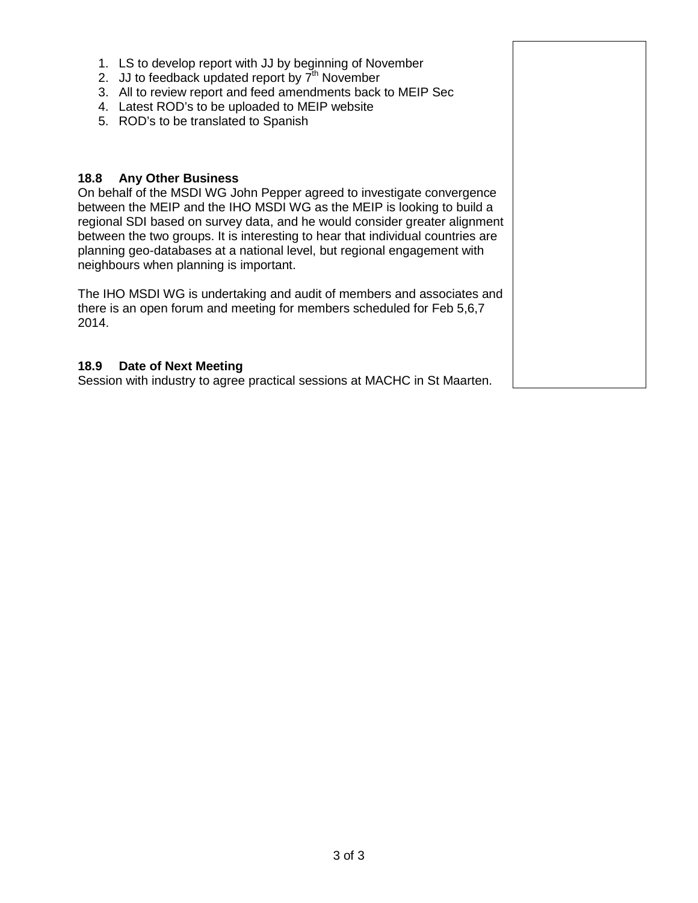1. LS to develop report with JJ by beginning of November
2. JJ to feedback updated report by 7th November
3. All to review report and feed amendments back to MEIP Sec
4. Latest ROD's to be uploaded to MEIP website
5. ROD's to be translated to Spanish

**18.8 Any Other Business**

On behalf of the MSDI WG John Pepper agreed to investigate convergence between the MEIP and the IHO MSDI WG as the MEIP is looking to build a regional SDI based on survey data, and he would consider greater alignment between the two groups. It is interesting to hear that individual countries are planning geo-databases at a national level, but regional engagement with neighbours when planning is important.

The IHO MSDI WG is undertaking and audit of members and associates and there is an open forum and meeting for members scheduled for Feb 5,6,7 2014.

**18.9 Date of Next Meeting**

Session with industry to agree practical sessions at MACHC in St Maarten.